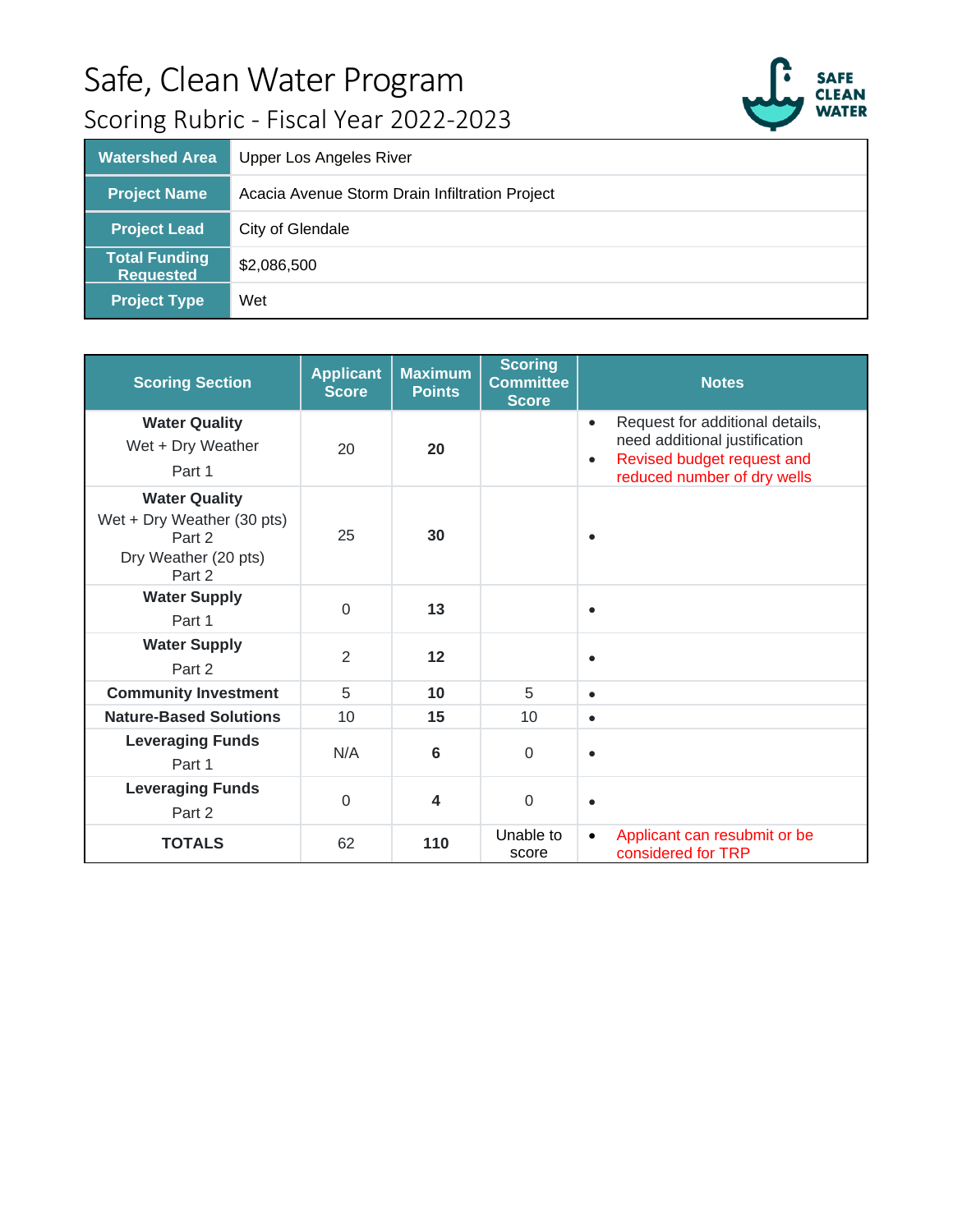# Safe, Clean Water Program

## Scoring Rubric - Fiscal Year 2022-2023

| Watershed Area | Upper Los Angeles River |
|---|---|
| Project Name | Acacia Avenue Storm Drain Infiltration Project |
| Project Lead | City of Glendale |
| Total Funding Requested | $2,086,500 |
| Project Type | Wet |

| Scoring Section | Applicant Score | Maximum Points | Scoring Committee Score | Notes |
|---|---|---|---|---|
| **Water Quality** Wet + Dry Weather Part 1 | 20 | **20** | | • Request for additional details, need additional justification<br>• Revised budget request and reduced number of dry wells |
| **Water Quality** Wet + Dry Weather (30 pts) Part 2 Dry Weather (20 pts) Part 2 | 25 | **30** | | • |
| **Water Supply** Part 1 | 0 | **13** | | • |
| **Water Supply** Part 2 | 2 | **12** | | • |
| **Community Investment** | 5 | **10** | 5 | • |
| **Nature-Based Solutions** | 10 | **15** | 10 | • |
| **Leveraging Funds** Part 1 | N/A | **6** | 0 | • |
| **Leveraging Funds** Part 2 | 0 | **4** | 0 | • |
| **TOTALS** | 62 | **110** | Unable to score | • Applicant can resubmit or be considered for TRP |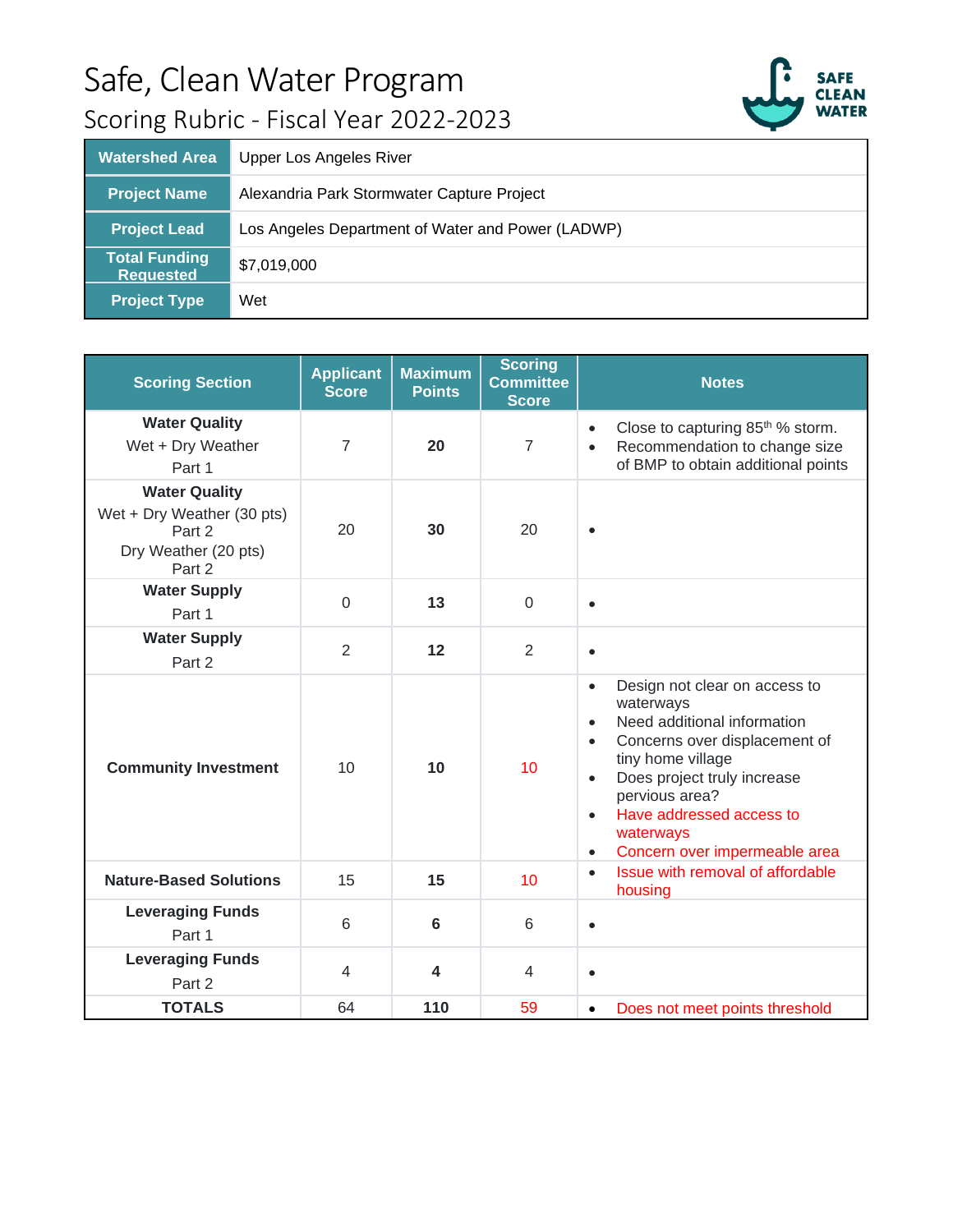# Safe, Clean Water Program

## Scoring Rubric - Fiscal Year 2022-2023

| Watershed Area | Upper Los Angeles River |
|---|---|
| Project Name | Alexandria Park Stormwater Capture Project |
| Project Lead | Los Angeles Department of Water and Power (LADWP) |
| Total Funding Requested | $7,019,000 |
| Project Type | Wet |

| Scoring Section | Applicant Score | Maximum Points | Scoring Committee Score | Notes |
|---|---|---|---|---|
| **Water Quality** Wet + Dry Weather Part 1 | 7 | **20** | 7 | • Close to capturing 85th % storm. • Recommendation to change size of BMP to obtain additional points |
| **Water Quality** Wet + Dry Weather (30 pts) Part 2 Dry Weather (20 pts) Part 2 | 20 | **30** | 20 | • |
| **Water Supply** Part 1 | 0 | **13** | 0 | • |
| **Water Supply** Part 2 | 2 | **12** | 2 | • |
| **Community Investment** | 10 | **10** | 10 | • Design not clear on access to waterways • Need additional information • Concerns over displacement of tiny home village • Does project truly increase pervious area? • Have addressed access to waterways • Concern over impermeable area |
| **Nature-Based Solutions** | 15 | **15** | 10 | • Issue with removal of affordable housing |
| **Leveraging Funds** Part 1 | 6 | **6** | 6 | • |
| **Leveraging Funds** Part 2 | 4 | **4** | 4 | • |
| **TOTALS** | 64 | **110** | 59 | • Does not meet points threshold |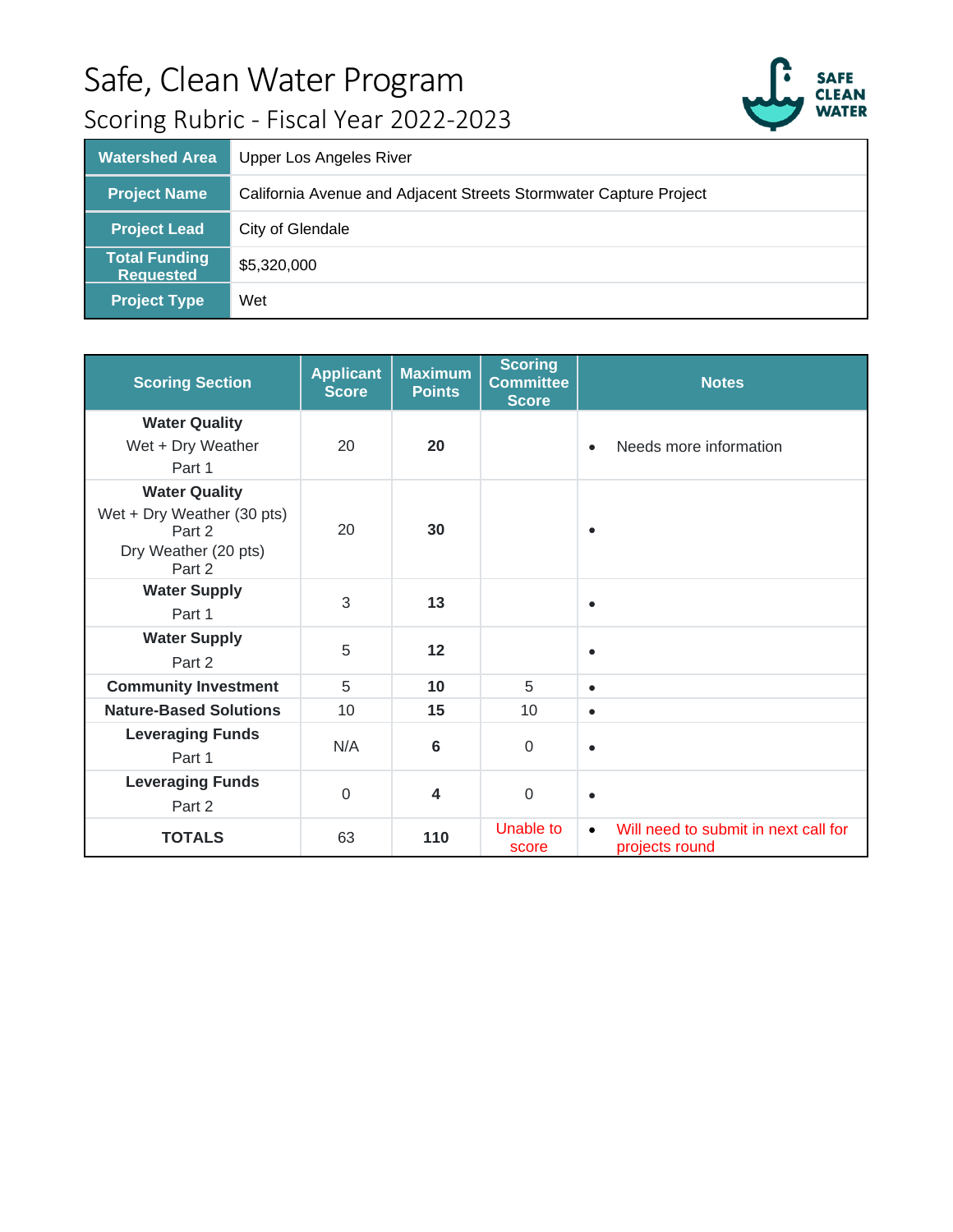# Safe, Clean Water Program

## Scoring Rubric - Fiscal Year 2022-2023

| | |
|---|---|
| **Watershed Area** | Upper Los Angeles River |
| **Project Name** | California Avenue and Adjacent Streets Stormwater Capture Project |
| **Project Lead** | City of Glendale |
| **Total Funding Requested** | $5,320,000 |
| **Project Type** | Wet |

| Scoring Section | Applicant Score | Maximum Points | Scoring Committee Score | Notes |
|---|---|---|---|---|
| **Water Quality** Wet + Dry Weather Part 1 | 20 | **20** | | • Needs more information |
| **Water Quality** Wet + Dry Weather (30 pts) Part 2 Dry Weather (20 pts) Part 2 | 20 | **30** | | • |
| **Water Supply** Part 1 | 3 | **13** | | • |
| **Water Supply** Part 2 | 5 | **12** | | • |
| **Community Investment** | 5 | **10** | 5 | • |
| **Nature-Based Solutions** | 10 | **15** | 10 | • |
| **Leveraging Funds** Part 1 | N/A | **6** | 0 | • |
| **Leveraging Funds** Part 2 | 0 | **4** | 0 | • |
| **TOTALS** | 63 | **110** | Unable to score | • Will need to submit in next call for projects round |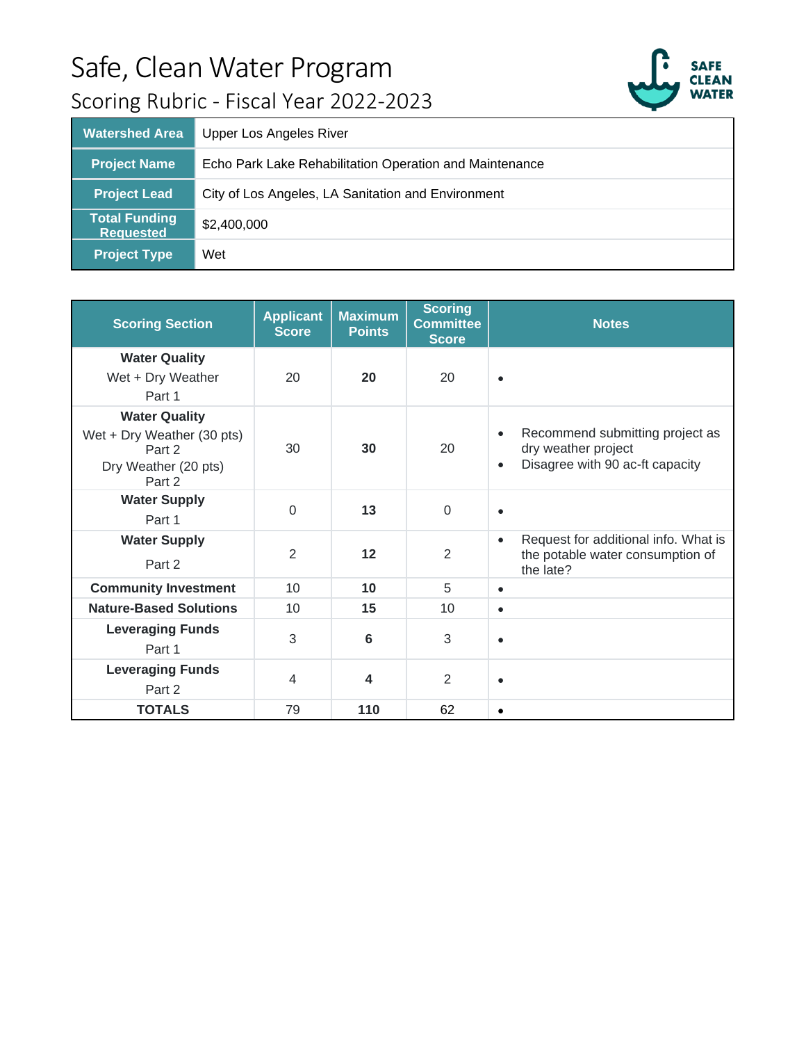# Safe, Clean Water Program

## Scoring Rubric - Fiscal Year 2022-2023

| Watershed Area | Upper Los Angeles River |
|---|---|
| Project Name | Echo Park Lake Rehabilitation Operation and Maintenance |
| Project Lead | City of Los Angeles, LA Sanitation and Environment |
| Total Funding Requested | $2,400,000 |
| Project Type | Wet |

| Scoring Section | Applicant Score | Maximum Points | Scoring Committee Score | Notes |
|---|---|---|---|---|
| **Water Quality** Wet + Dry Weather Part 1 | 20 | **20** | 20 | • |
| **Water Quality** Wet + Dry Weather (30 pts) Part 2 Dry Weather (20 pts) Part 2 | 30 | **30** | 20 | • Recommend submitting project as dry weather project<br>• Disagree with 90 ac-ft capacity |
| **Water Supply** Part 1 | 0 | **13** | 0 | • |
| **Water Supply** Part 2 | 2 | **12** | 2 | • Request for additional info. What is the potable water consumption of the late? |
| **Community Investment** | 10 | **10** | 5 | • |
| **Nature-Based Solutions** | 10 | **15** | 10 | • |
| **Leveraging Funds** Part 1 | 3 | **6** | 3 | • |
| **Leveraging Funds** Part 2 | 4 | **4** | 2 | • |
| **TOTALS** | 79 | **110** | 62 | • |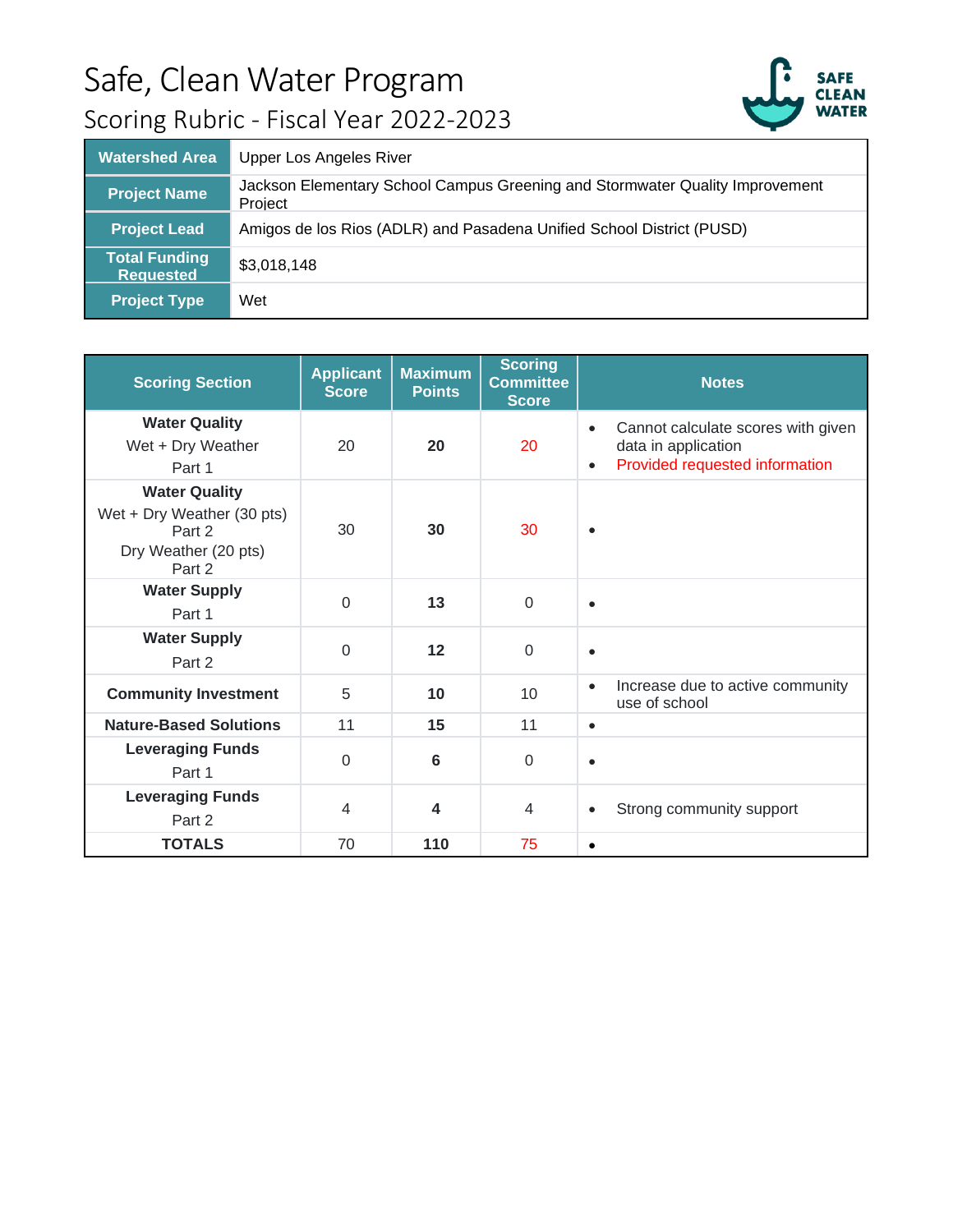# Safe, Clean Water Program

## Scoring Rubric - Fiscal Year 2022-2023

| | |
|---|---|
| **Watershed Area** | Upper Los Angeles River |
| **Project Name** | Jackson Elementary School Campus Greening and Stormwater Quality Improvement Project |
| **Project Lead** | Amigos de los Rios (ADLR) and Pasadena Unified School District (PUSD) |
| **Total Funding Requested** | $3,018,148 |
| **Project Type** | Wet |

| Scoring Section | Applicant Score | Maximum Points | Scoring Committee Score | Notes |
|---|---|---|---|---|
| **Water Quality** Wet + Dry Weather Part 1 | 20 | **20** | 20 | • Cannot calculate scores with given data in application • Provided requested information |
| **Water Quality** Wet + Dry Weather (30 pts) Part 2 Dry Weather (20 pts) Part 2 | 30 | **30** | 30 | • |
| **Water Supply** Part 1 | 0 | **13** | 0 | • |
| **Water Supply** Part 2 | 0 | **12** | 0 | • |
| **Community Investment** | 5 | **10** | 10 | • Increase due to active community use of school |
| **Nature-Based Solutions** | 11 | **15** | 11 | • |
| **Leveraging Funds** Part 1 | 0 | **6** | 0 | • |
| **Leveraging Funds** Part 2 | 4 | **4** | 4 | • Strong community support |
| **TOTALS** | 70 | **110** | 75 | • |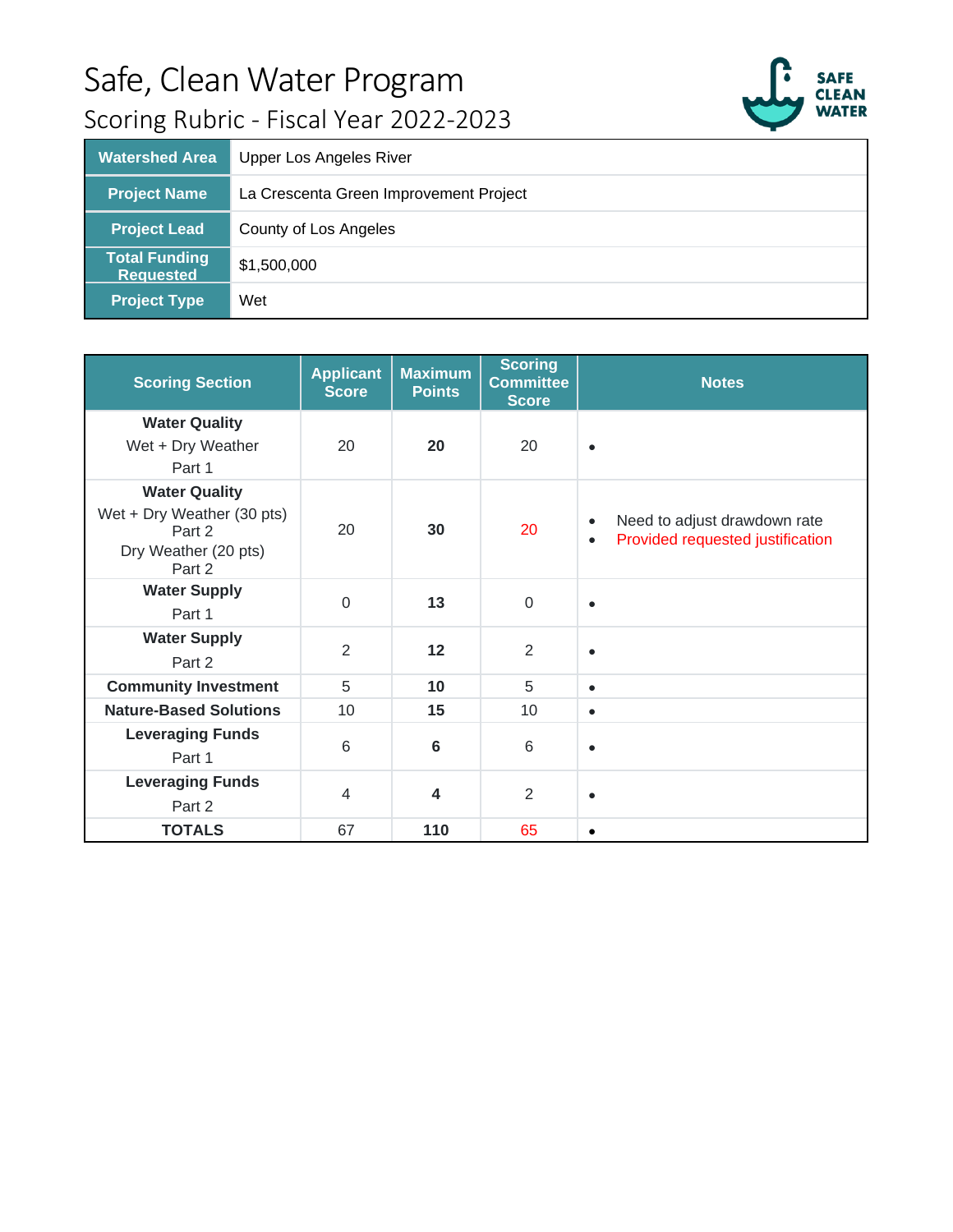# Safe, Clean Water Program

## Scoring Rubric - Fiscal Year 2022-2023

| Watershed Area | Upper Los Angeles River |
|---|---|
| Project Name | La Crescenta Green Improvement Project |
| Project Lead | County of Los Angeles |
| Total Funding Requested | $1,500,000 |
| Project Type | Wet |

| Scoring Section | Applicant Score | Maximum Points | Scoring Committee Score | Notes |
|---|---|---|---|---|
| **Water Quality** Wet + Dry Weather Part 1 | 20 | **20** | 20 | • |
| **Water Quality** Wet + Dry Weather (30 pts) Part 2 Dry Weather (20 pts) Part 2 | 20 | **30** | 20 | • Need to adjust drawdown rate • Provided requested justification |
| **Water Supply** Part 1 | 0 | **13** | 0 | • |
| **Water Supply** Part 2 | 2 | **12** | 2 | • |
| **Community Investment** | 5 | **10** | 5 | • |
| **Nature-Based Solutions** | 10 | **15** | 10 | • |
| **Leveraging Funds** Part 1 | 6 | **6** | 6 | • |
| **Leveraging Funds** Part 2 | 4 | **4** | 2 | • |
| **TOTALS** | 67 | **110** | 65 | • |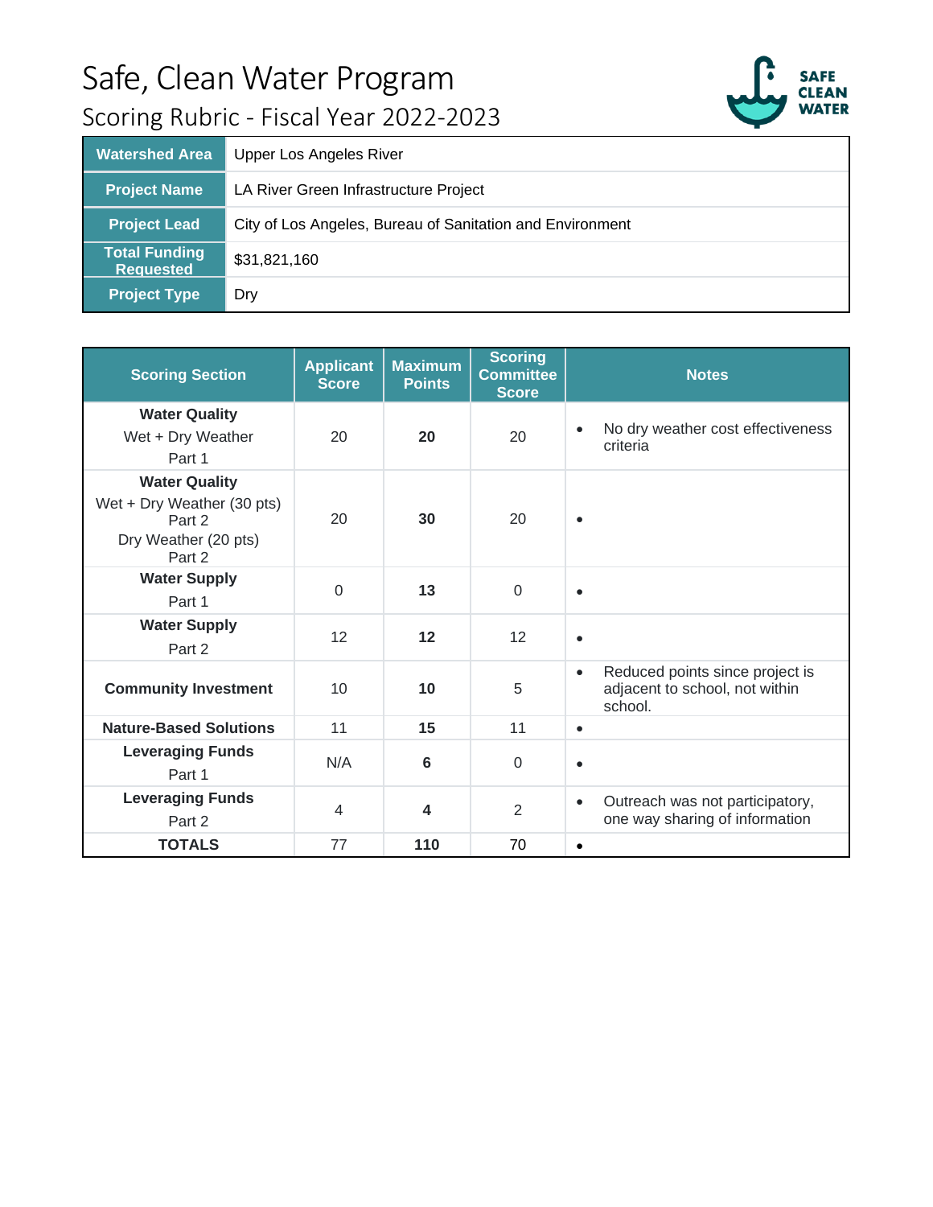# Safe, Clean Water Program

## Scoring Rubric - Fiscal Year 2022-2023

| Watershed Area | Upper Los Angeles River |
|---|---|
| Project Name | LA River Green Infrastructure Project |
| Project Lead | City of Los Angeles, Bureau of Sanitation and Environment |
| Total Funding Requested | $31,821,160 |
| Project Type | Dry |

| Scoring Section | Applicant Score | Maximum Points | Scoring Committee Score | Notes |
|---|---|---|---|---|
| **Water Quality** Wet + Dry Weather Part 1 | 20 | **20** | 20 | • No dry weather cost effectiveness criteria |
| **Water Quality** Wet + Dry Weather (30 pts) Part 2 Dry Weather (20 pts) Part 2 | 20 | **30** | 20 | • |
| **Water Supply** Part 1 | 0 | **13** | 0 | • |
| **Water Supply** Part 2 | 12 | **12** | 12 | • |
| **Community Investment** | 10 | **10** | 5 | • Reduced points since project is adjacent to school, not within school. |
| **Nature-Based Solutions** | 11 | **15** | 11 | • |
| **Leveraging Funds** Part 1 | N/A | **6** | 0 | • |
| **Leveraging Funds** Part 2 | 4 | **4** | 2 | • Outreach was not participatory, one way sharing of information |
| **TOTALS** | 77 | **110** | 70 | • |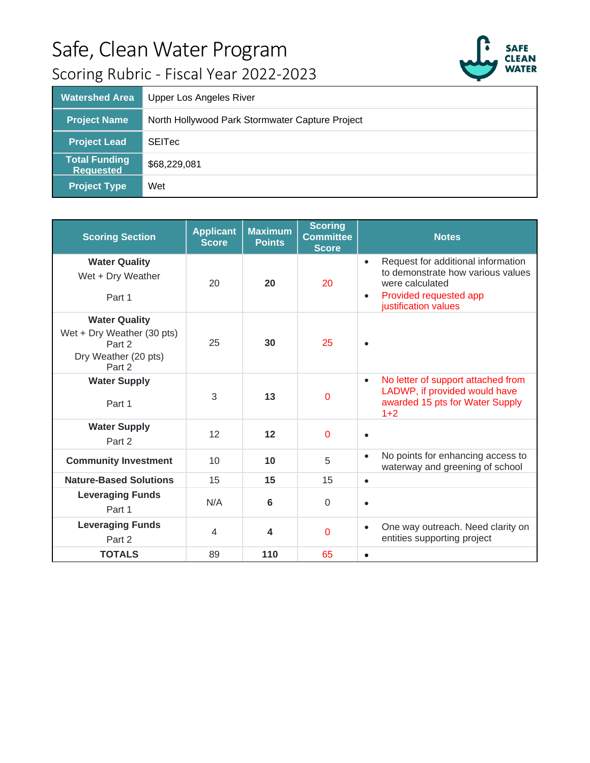# Safe, Clean Water Program

## Scoring Rubric - Fiscal Year 2022-2023

| Watershed Area | Upper Los Angeles River |
|---|---|
| Project Name | North Hollywood Park Stormwater Capture Project |
| Project Lead | SEITec |
| Total Funding Requested | $68,229,081 |
| Project Type | Wet |

| Scoring Section | Applicant Score | Maximum Points | Scoring Committee Score | Notes |
|---|---|---|---|---|
| **Water Quality**<br>Wet + Dry Weather<br>Part 1 | 20 | **20** | 20 | • Request for additional information to demonstrate how various values were calculated<br>• Provided requested app justification values |
| **Water Quality**<br>Wet + Dry Weather (30 pts)<br>Part 2<br>Dry Weather (20 pts)<br>Part 2 | 25 | **30** | 25 | • |
| **Water Supply**<br>Part 1 | 3 | **13** | 0 | • No letter of support attached from LADWP, if provided would have awarded 15 pts for Water Supply 1+2 |
| **Water Supply**<br>Part 2 | 12 | **12** | 0 | • |
| **Community Investment** | 10 | **10** | 5 | • No points for enhancing access to waterway and greening of school |
| **Nature-Based Solutions** | 15 | **15** | 15 | • |
| **Leveraging Funds**<br>Part 1 | N/A | **6** | 0 | • |
| **Leveraging Funds**<br>Part 2 | 4 | **4** | 0 | • One way outreach. Need clarity on entities supporting project |
| **TOTALS** | 89 | **110** | 65 | • |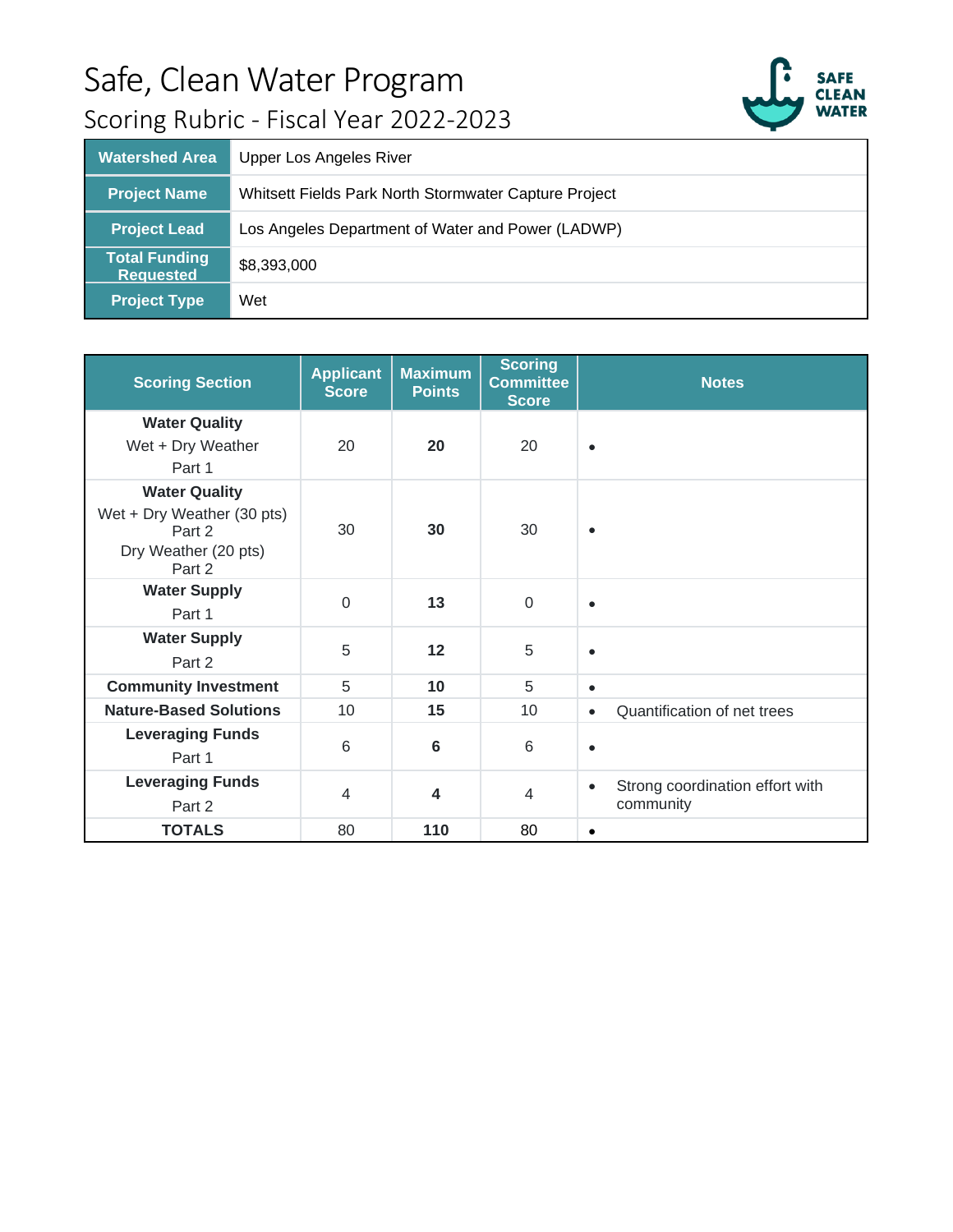# Safe, Clean Water Program

## Scoring Rubric - Fiscal Year 2022-2023

| Watershed Area | Upper Los Angeles River |
|---|---|
| Project Name | Whitsett Fields Park North Stormwater Capture Project |
| Project Lead | Los Angeles Department of Water and Power (LADWP) |
| Total Funding Requested | $8,393,000 |
| Project Type | Wet |

| Scoring Section | Applicant Score | Maximum Points | Scoring Committee Score | Notes |
|---|---|---|---|---|
| **Water Quality** Wet + Dry Weather Part 1 | 20 | **20** | 20 | • |
| **Water Quality** Wet + Dry Weather (30 pts) Part 2 Dry Weather (20 pts) Part 2 | 30 | **30** | 30 | • |
| **Water Supply** Part 1 | 0 | **13** | 0 | • |
| **Water Supply** Part 2 | 5 | **12** | 5 | • |
| **Community Investment** | 5 | **10** | 5 | • |
| **Nature-Based Solutions** | 10 | **15** | 10 | • Quantification of net trees |
| **Leveraging Funds** Part 1 | 6 | **6** | 6 | • |
| **Leveraging Funds** Part 2 | 4 | **4** | 4 | • Strong coordination effort with community |
| **TOTALS** | 80 | **110** | 80 | • |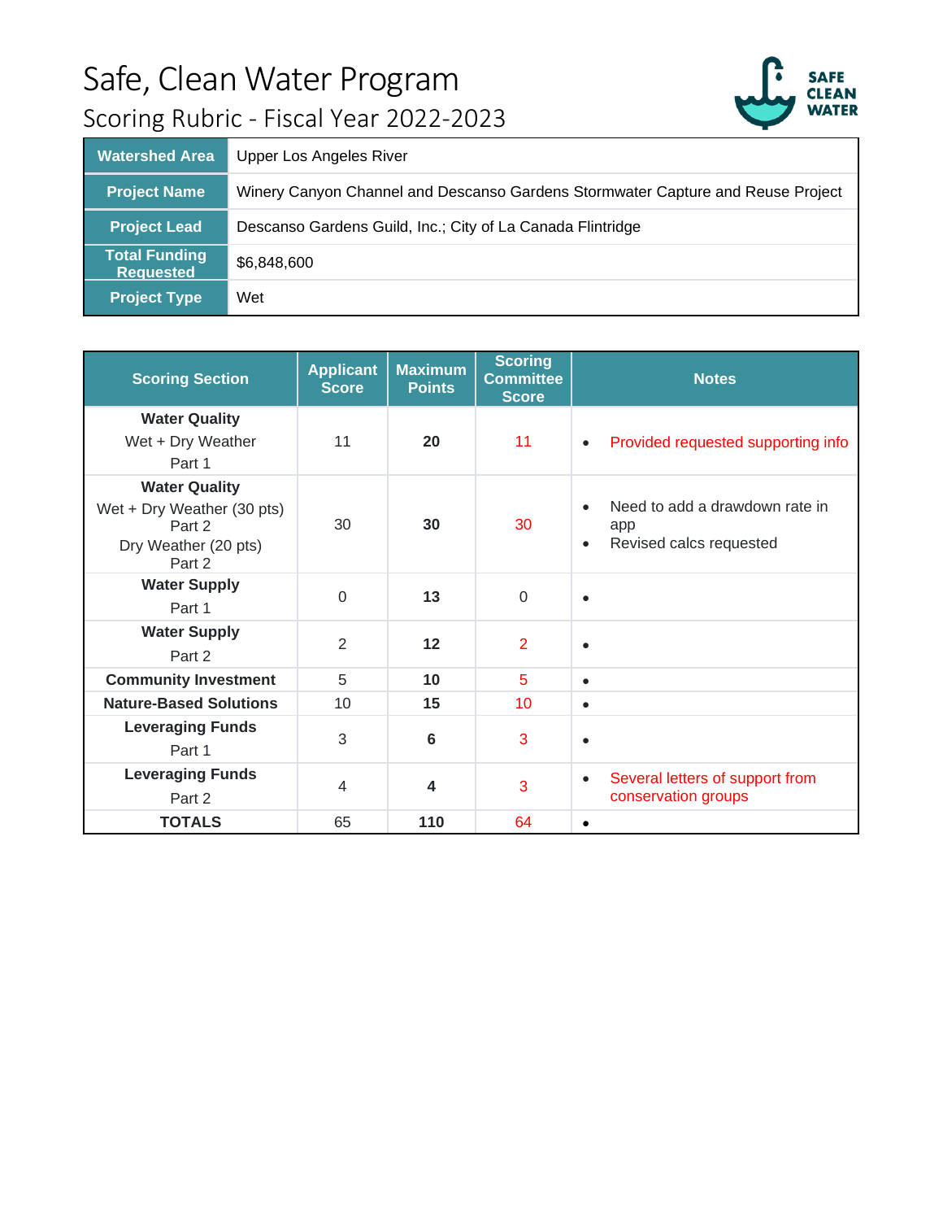# Safe, Clean Water Program

## Scoring Rubric - Fiscal Year 2022-2023

| | |
|---|---|
| **Watershed Area** | Upper Los Angeles River |
| **Project Name** | Winery Canyon Channel and Descanso Gardens Stormwater Capture and Reuse Project |
| **Project Lead** | Descanso Gardens Guild, Inc.; City of La Canada Flintridge |
| **Total Funding Requested** | $6,848,600 |
| **Project Type** | Wet |

| Scoring Section | Applicant Score | Maximum Points | Scoring Committee Score | Notes |
|---|---|---|---|---|
| **Water Quality** Wet + Dry Weather Part 1 | 11 | **20** | 11 | • Provided requested supporting info |
| **Water Quality** Wet + Dry Weather (30 pts) Part 2 Dry Weather (20 pts) Part 2 | 30 | **30** | 30 | • Need to add a drawdown rate in app • Revised calcs requested |
| **Water Supply** Part 1 | 0 | **13** | 0 | • |
| **Water Supply** Part 2 | 2 | **12** | 2 | • |
| **Community Investment** | 5 | **10** | 5 | • |
| **Nature-Based Solutions** | 10 | **15** | 10 | • |
| **Leveraging Funds** Part 1 | 3 | **6** | 3 | • |
| **Leveraging Funds** Part 2 | 4 | **4** | 3 | • Several letters of support from conservation groups |
| **TOTALS** | 65 | **110** | 64 | • |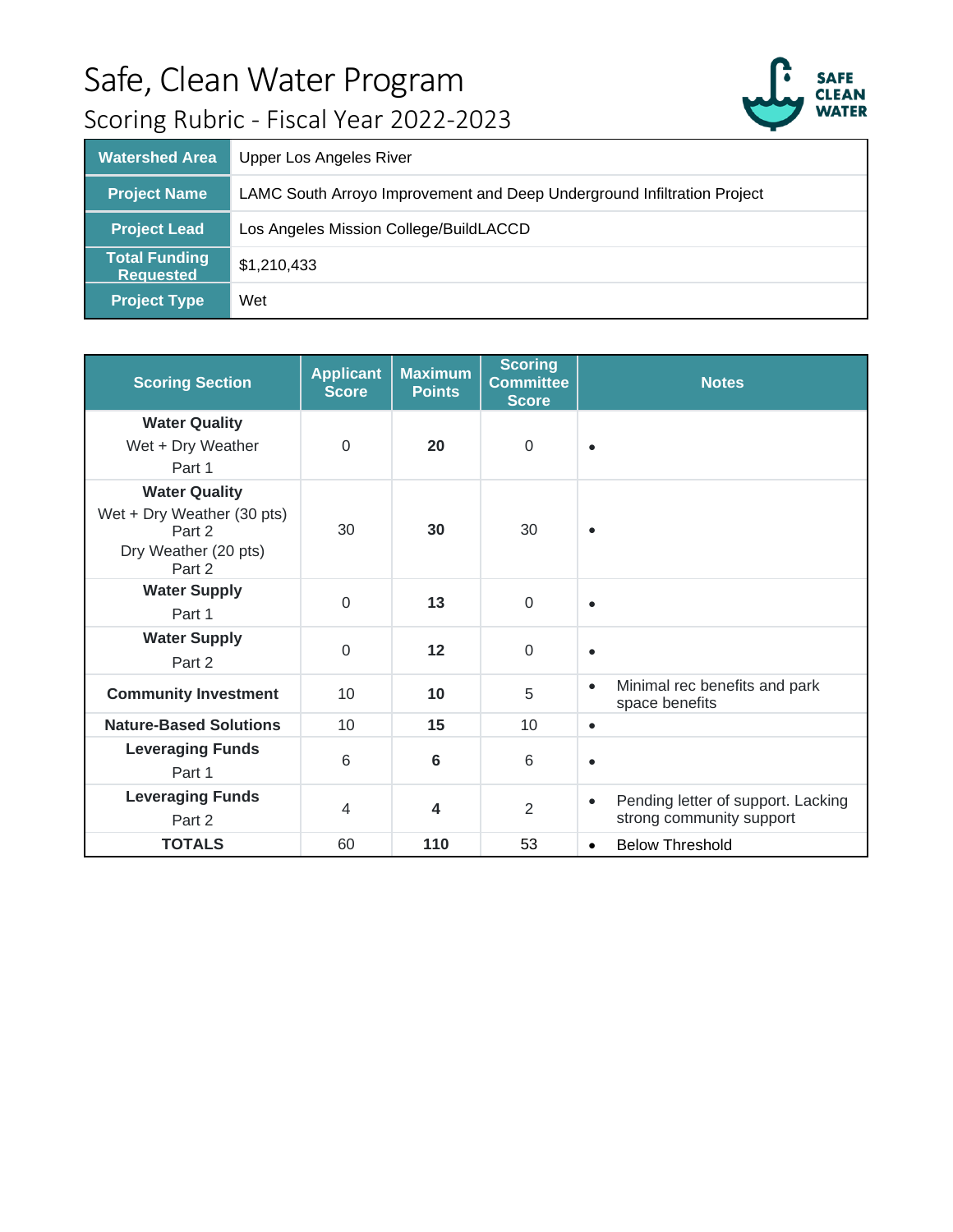# Safe, Clean Water Program

## Scoring Rubric - Fiscal Year 2022-2023

| Watershed Area | Upper Los Angeles River |
|---|---|
| Project Name | LAMC South Arroyo Improvement and Deep Underground Infiltration Project |
| Project Lead | Los Angeles Mission College/BuildLACCD |
| Total Funding Requested | $1,210,433 |
| Project Type | Wet |

| Scoring Section | Applicant Score | Maximum Points | Scoring Committee Score | Notes |
|---|---|---|---|---|
| **Water Quality** Wet + Dry Weather Part 1 | 0 | **20** | 0 | • |
| **Water Quality** Wet + Dry Weather (30 pts) Part 2 Dry Weather (20 pts) Part 2 | 30 | **30** | 30 | • |
| **Water Supply** Part 1 | 0 | **13** | 0 | • |
| **Water Supply** Part 2 | 0 | **12** | 0 | • |
| **Community Investment** | 10 | **10** | 5 | • Minimal rec benefits and park space benefits |
| **Nature-Based Solutions** | 10 | **15** | 10 | • |
| **Leveraging Funds** Part 1 | 6 | **6** | 6 | • |
| **Leveraging Funds** Part 2 | 4 | **4** | 2 | • Pending letter of support. Lacking strong community support |
| **TOTALS** | 60 | **110** | 53 | • Below Threshold |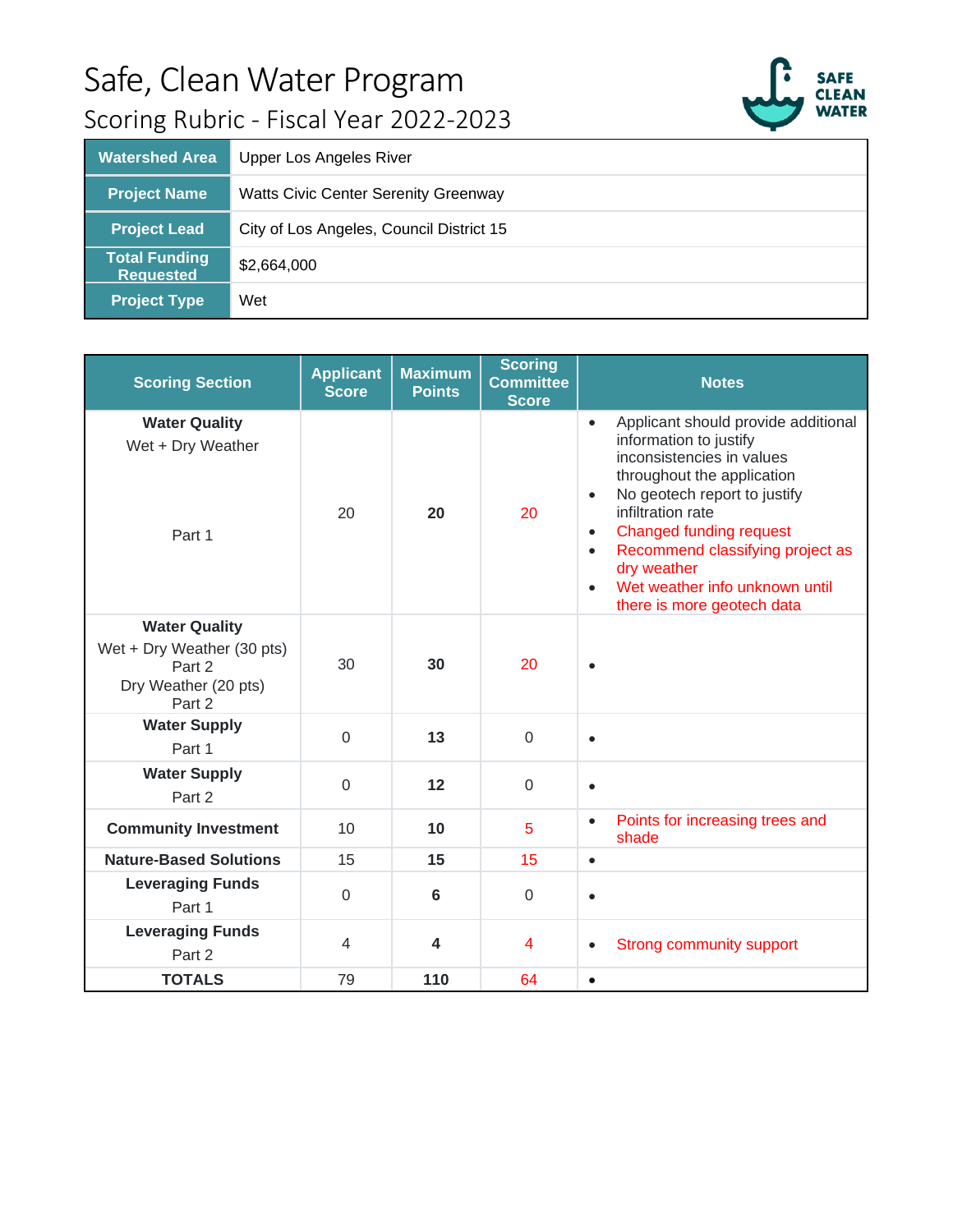# Safe, Clean Water Program

## Scoring Rubric - Fiscal Year 2022-2023

| | |
|---|---|
| **Watershed Area** | Upper Los Angeles River |
| **Project Name** | Watts Civic Center Serenity Greenway |
| **Project Lead** | City of Los Angeles, Council District 15 |
| **Total Funding Requested** | $2,664,000 |
| **Project Type** | Wet |

| Scoring Section | Applicant Score | Maximum Points | Scoring Committee Score | Notes |
|---|---|---|---|---|
| **Water Quality** Wet + Dry Weather Part 1 | 20 | **20** | 20 | • Applicant should provide additional information to justify inconsistencies in values throughout the application<br>• No geotech report to justify infiltration rate<br>• Changed funding request<br>• Recommend classifying project as dry weather<br>• Wet weather info unknown until there is more geotech data |
| **Water Quality** Wet + Dry Weather (30 pts) Part 2 Dry Weather (20 pts) Part 2 | 30 | **30** | 20 | • |
| **Water Supply** Part 1 | 0 | **13** | 0 | • |
| **Water Supply** Part 2 | 0 | **12** | 0 | • |
| **Community Investment** | 10 | **10** | 5 | • Points for increasing trees and shade |
| **Nature-Based Solutions** | 15 | **15** | 15 | • |
| **Leveraging Funds** Part 1 | 0 | **6** | 0 | • |
| **Leveraging Funds** Part 2 | 4 | **4** | 4 | • Strong community support |
| **TOTALS** | 79 | **110** | 64 | • |